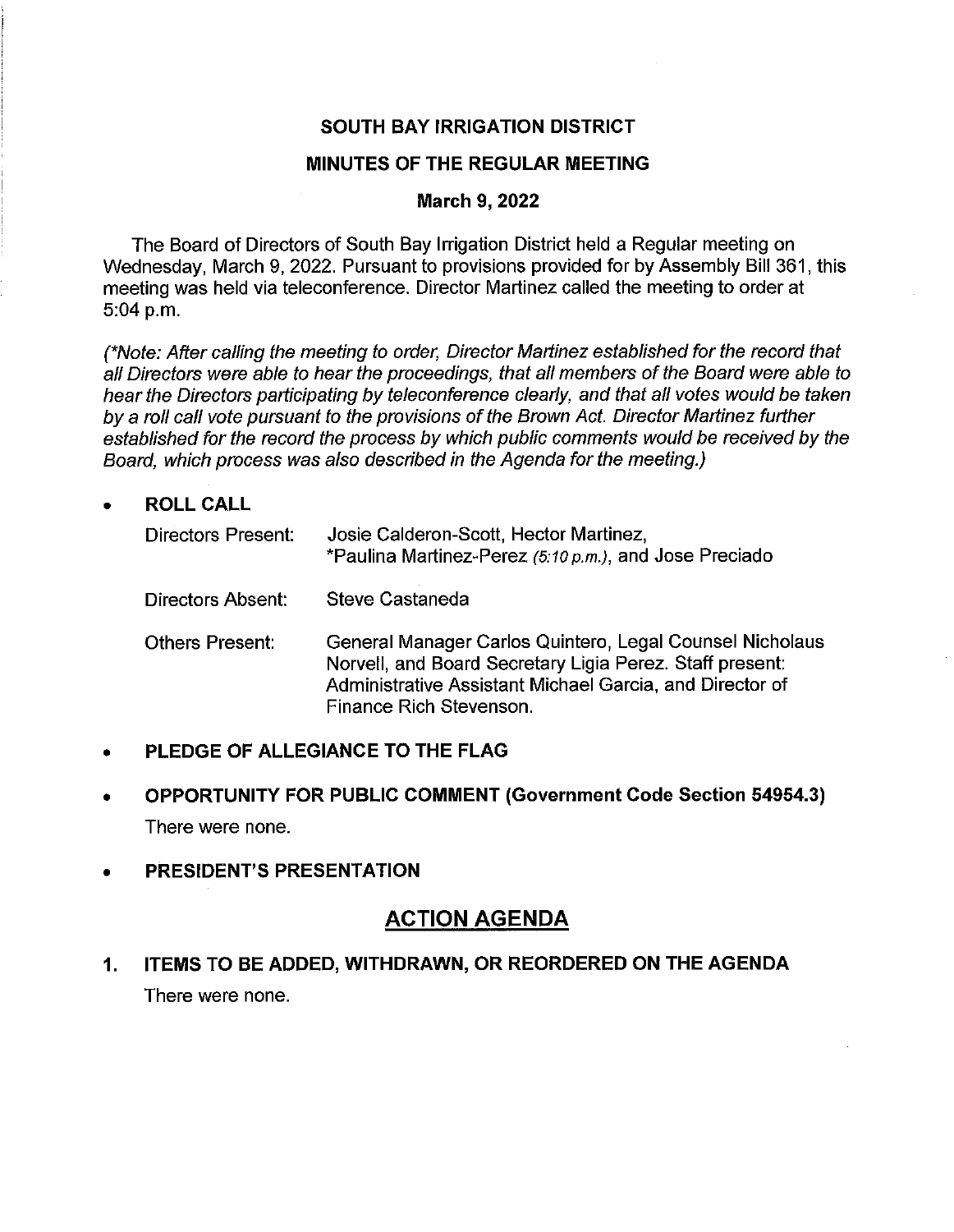# SOUTH BAY IRRIGATION DISTRICT

## MINUTES OF THE REGULAR MEETING

### March 9, 2022

The Board of Directors of South Bay Irrigation District held a Regular meeting on Wednesday, March 9, 2022. Pursuant to provisions provided for by Assembly Bill 361, this meeting was held via teleconference. Director Martinez called the meeting to order at 5:04 p.m.

*(\*Note: After calling the meeting to order, Director Martinez established for the record that all Directors were able to hear the proceedings, that all members of the Board were able to hear the Directors participating by teleconference clearly, and that all votes would be taken by a roll call vote pursuant to the provisions of the Brown Act. Director Martinez further established for the record the process by which public comments would be received by the Board, which process was also described in the Agenda for the meeting.)*

- **ROLL CALL**

  Directors Present: Josie Calderon-Scott, Hector Martinez, *Paulina Martinez-Perez *(5:10 p.m.)*, and Jose Preciado

  Directors Absent: Steve Castaneda

  Others Present: General Manager Carlos Quintero, Legal Counsel Nicholaus Norvell, and Board Secretary Ligia Perez. Staff present: Administrative Assistant Michael Garcia, and Director of Finance Rich Stevenson.

- **PLEDGE OF ALLEGIANCE TO THE FLAG**

- **OPPORTUNITY FOR PUBLIC COMMENT (Government Code Section 54954.3)**

  There were none.

- **PRESIDENT'S PRESENTATION**

## ACTION AGENDA

**1. ITEMS TO BE ADDED, WITHDRAWN, OR REORDERED ON THE AGENDA**

There were none.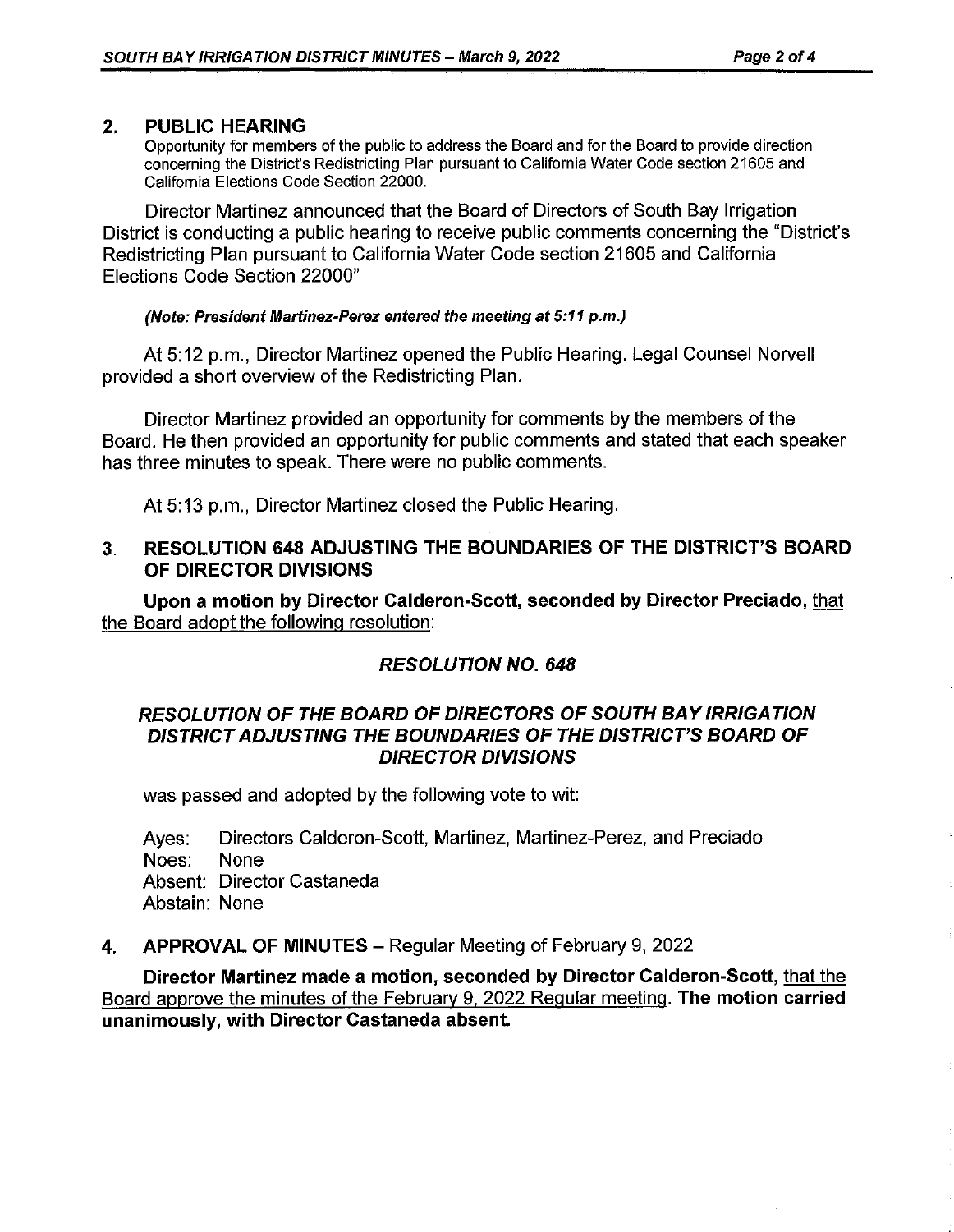## 2. PUBLIC HEARING

Opportunity for members of the public to address the Board and for the Board to provide direction concerning the District's Redistricting Plan pursuant to California Water Code section 21605 and California Elections Code Section 22000.

Director Martinez announced that the Board of Directors of South Bay Irrigation District is conducting a public hearing to receive public comments concerning the "District's Redistricting Plan pursuant to California Water Code section 21605 and California Elections Code Section 22000"

***(Note: President Martinez-Perez entered the meeting at 5:11 p.m.)***

At 5:12 p.m., Director Martinez opened the Public Hearing. Legal Counsel Norvell provided a short overview of the Redistricting Plan.

Director Martinez provided an opportunity for comments by the members of the Board. He then provided an opportunity for public comments and stated that each speaker has three minutes to speak. There were no public comments.

At 5:13 p.m., Director Martinez closed the Public Hearing.

## 3. RESOLUTION 648 ADJUSTING THE BOUNDARIES OF THE DISTRICT'S BOARD OF DIRECTOR DIVISIONS

**Upon a motion by Director Calderon-Scott, seconded by Director Preciado,** <u>that the Board adopt the following resolution</u>:

***RESOLUTION NO. 648***

***RESOLUTION OF THE BOARD OF DIRECTORS OF SOUTH BAY IRRIGATION DISTRICT ADJUSTING THE BOUNDARIES OF THE DISTRICT'S BOARD OF DIRECTOR DIVISIONS***

was passed and adopted by the following vote to wit:

Ayes: Directors Calderon-Scott, Martinez, Martinez-Perez, and Preciado
Noes: None
Absent: Director Castaneda
Abstain: None

## 4. APPROVAL OF MINUTES – Regular Meeting of February 9, 2022

**Director Martinez made a motion, seconded by Director Calderon-Scott,** <u>that the Board approve the minutes of the February 9, 2022 Regular meeting</u>. **The motion carried unanimously, with Director Castaneda absent.**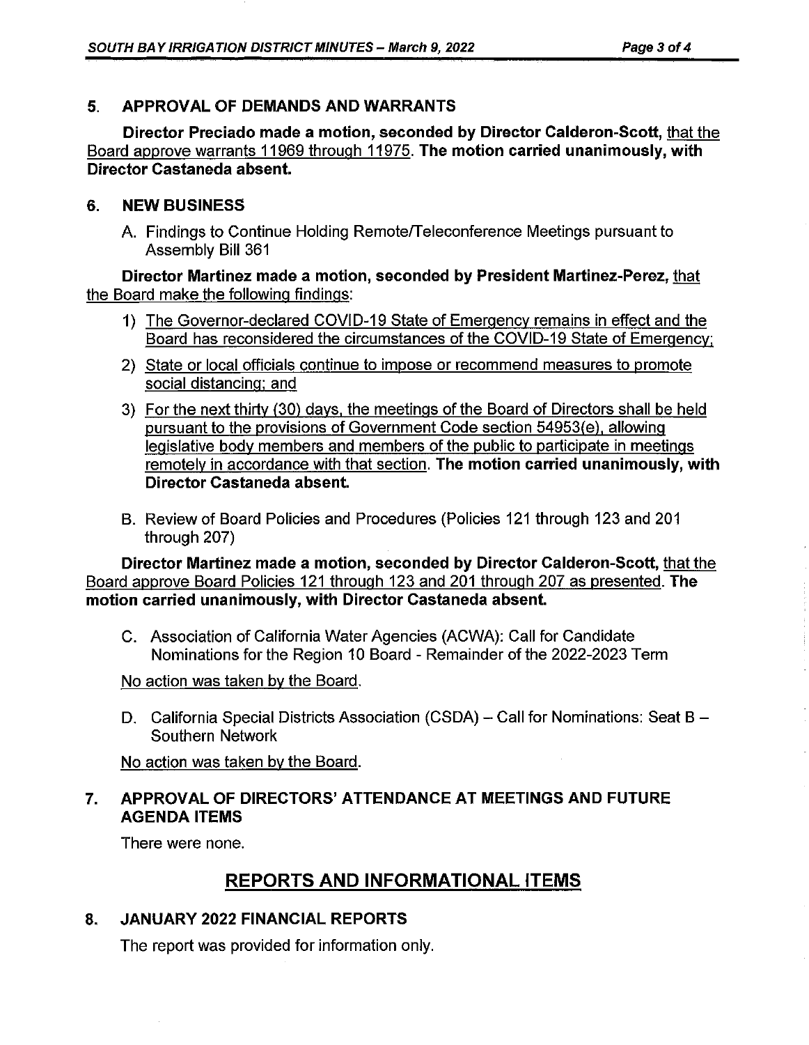## 5. APPROVAL OF DEMANDS AND WARRANTS

**Director Preciado made a motion, seconded by Director Calderon-Scott,** that the Board approve warrants 11969 through 11975. **The motion carried unanimously, with Director Castaneda absent.**

## 6. NEW BUSINESS

A. Findings to Continue Holding Remote/Teleconference Meetings pursuant to Assembly Bill 361

**Director Martinez made a motion, seconded by President Martinez-Perez,** that the Board make the following findings:

1) The Governor-declared COVID-19 State of Emergency remains in effect and the Board has reconsidered the circumstances of the COVID-19 State of Emergency;
2) State or local officials continue to impose or recommend measures to promote social distancing; and
3) For the next thirty (30) days, the meetings of the Board of Directors shall be held pursuant to the provisions of Government Code section 54953(e), allowing legislative body members and members of the public to participate in meetings remotely in accordance with that section. **The motion carried unanimously, with Director Castaneda absent.**

B. Review of Board Policies and Procedures (Policies 121 through 123 and 201 through 207)

**Director Martinez made a motion, seconded by Director Calderon-Scott,** that the Board approve Board Policies 121 through 123 and 201 through 207 as presented. **The motion carried unanimously, with Director Castaneda absent.**

C. Association of California Water Agencies (ACWA): Call for Candidate Nominations for the Region 10 Board - Remainder of the 2022-2023 Term

No action was taken by the Board.

D. California Special Districts Association (CSDA) – Call for Nominations: Seat B – Southern Network

No action was taken by the Board.

## 7. APPROVAL OF DIRECTORS' ATTENDANCE AT MEETINGS AND FUTURE AGENDA ITEMS

There were none.

# REPORTS AND INFORMATIONAL ITEMS

## 8. JANUARY 2022 FINANCIAL REPORTS

The report was provided for information only.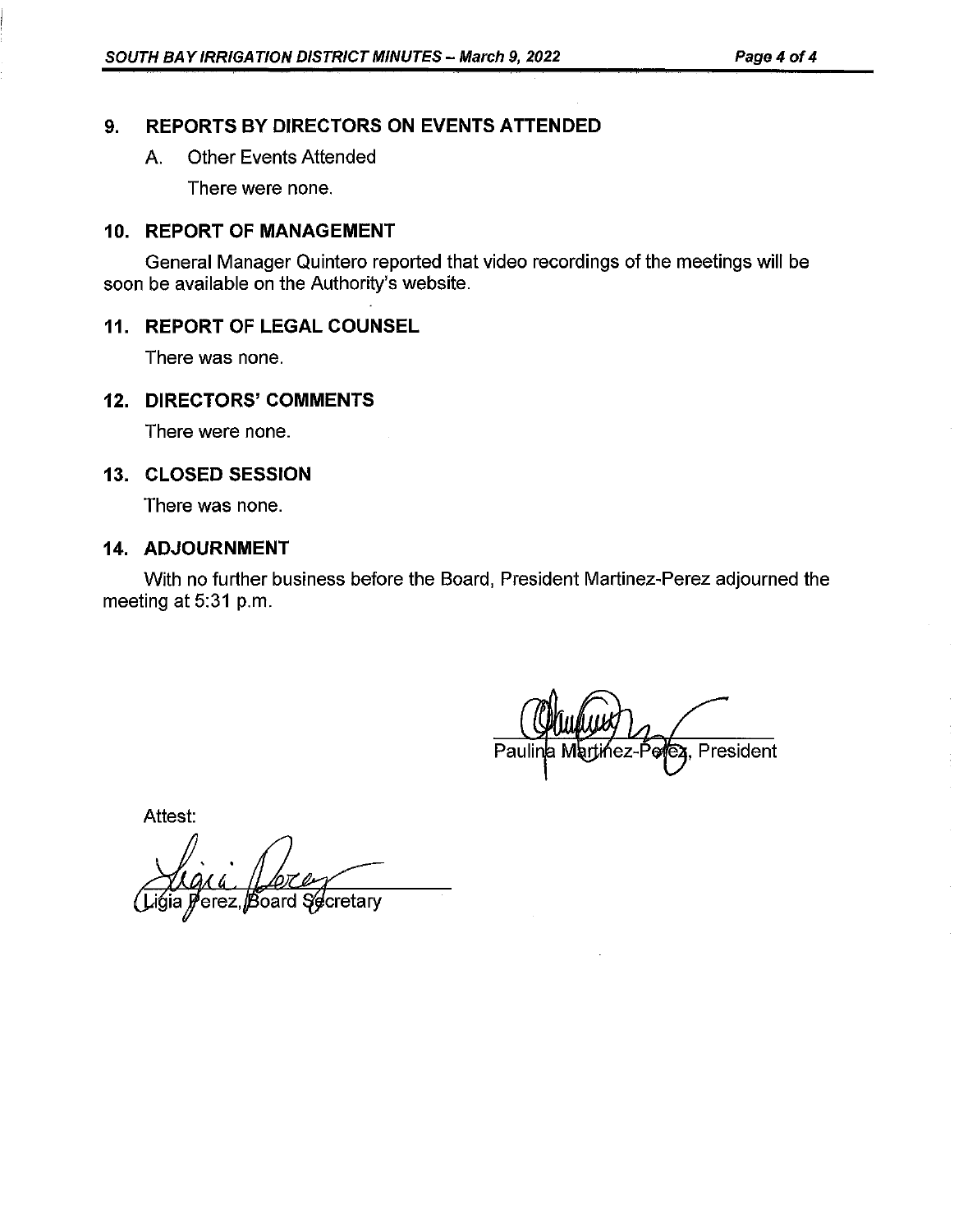## 9. REPORTS BY DIRECTORS ON EVENTS ATTENDED

A. Other Events Attended

There were none.

## 10. REPORT OF MANAGEMENT

General Manager Quintero reported that video recordings of the meetings will be soon be available on the Authority's website.

## 11. REPORT OF LEGAL COUNSEL

There was none.

## 12. DIRECTORS' COMMENTS

There were none.

## 13. CLOSED SESSION

There was none.

## 14. ADJOURNMENT

With no further business before the Board, President Martinez-Perez adjourned the meeting at 5:31 p.m.

Paulina Martinez-Perez, President

Attest:

Ligia Perez, Board Secretary